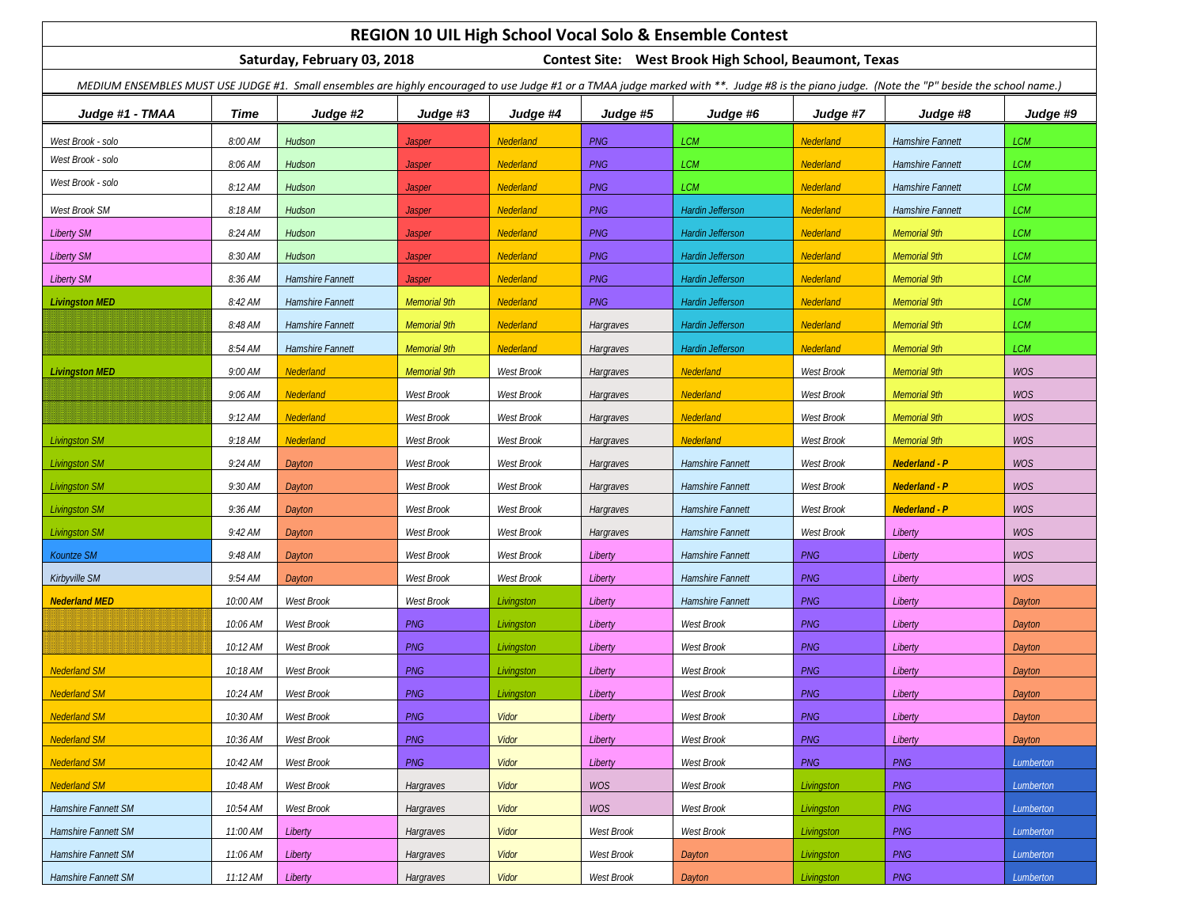# REGION 10 UIL High School Vocal Solo & Ensemble Contest

**Saturday, February 03, 2018** **Contest Site: West Brook High School, Beaumont, Texas**

*MEDIUM ENSEMBLES MUST USE JUDGE #1. Small ensembles are highly encouraged to use Judge #1 or a TMAA judge marked with **. Judge #8 is the piano judge. (Note the "P" beside the school name.)*

| Judge #1 - TMAA | Time | Judge #2 | Judge #3 | Judge #4 | Judge #5 | Judge #6 | Judge #7 | Judge #8 | Judge #9 |
|---|---|---|---|---|---|---|---|---|---|
| West Brook - solo | 8:00 AM | Hudson | Jasper | Nederland | PNG | LCM | Nederland | Hamshire Fannett | LCM |
| West Brook - solo | 8:06 AM | Hudson | Jasper | Nederland | PNG | LCM | Nederland | Hamshire Fannett | LCM |
| West Brook - solo | 8:12 AM | Hudson | Jasper | Nederland | PNG | LCM | Nederland | Hamshire Fannett | LCM |
| West Brook SM | 8:18 AM | Hudson | Jasper | Nederland | PNG | Hardin Jefferson | Nederland | Hamshire Fannett | LCM |
| Liberty SM | 8:24 AM | Hudson | Jasper | Nederland | PNG | Hardin Jefferson | Nederland | Memorial 9th | LCM |
| Liberty SM | 8:30 AM | Hudson | Jasper | Nederland | PNG | Hardin Jefferson | Nederland | Memorial 9th | LCM |
| Liberty SM | 8:36 AM | Hamshire Fannett | Jasper | Nederland | PNG | Hardin Jefferson | Nederland | Memorial 9th | LCM |
| **Livingston MED** | 8:42 AM | Hamshire Fannett | Memorial 9th | Nederland | PNG | Hardin Jefferson | Nederland | Memorial 9th | LCM |
| | 8:48 AM | Hamshire Fannett | Memorial 9th | Nederland | Hargraves | Hardin Jefferson | Nederland | Memorial 9th | LCM |
| | 8:54 AM | Hamshire Fannett | Memorial 9th | Nederland | Hargraves | Hardin Jefferson | Nederland | Memorial 9th | LCM |
| **Livingston MED** | 9:00 AM | Nederland | Memorial 9th | West Brook | Hargraves | Nederland | West Brook | Memorial 9th | WOS |
| | 9:06 AM | Nederland | West Brook | West Brook | Hargraves | Nederland | West Brook | Memorial 9th | WOS |
| | 9:12 AM | Nederland | West Brook | West Brook | Hargraves | Nederland | West Brook | Memorial 9th | WOS |
| Livingston SM | 9:18 AM | Nederland | West Brook | West Brook | Hargraves | Nederland | West Brook | Memorial 9th | WOS |
| Livingston SM | 9:24 AM | Dayton | West Brook | West Brook | Hargraves | Hamshire Fannett | West Brook | **Nederland - P** | WOS |
| Livingston SM | 9:30 AM | Dayton | West Brook | West Brook | Hargraves | Hamshire Fannett | West Brook | **Nederland - P** | WOS |
| Livingston SM | 9:36 AM | Dayton | West Brook | West Brook | Hargraves | Hamshire Fannett | West Brook | **Nederland - P** | WOS |
| Livingston SM | 9:42 AM | Dayton | West Brook | West Brook | Hargraves | Hamshire Fannett | West Brook | Liberty | WOS |
| Kountze SM | 9:48 AM | Dayton | West Brook | West Brook | Liberty | Hamshire Fannett | PNG | Liberty | WOS |
| Kirbyville SM | 9:54 AM | Dayton | West Brook | West Brook | Liberty | Hamshire Fannett | PNG | Liberty | WOS |
| **Nederland MED** | 10:00 AM | West Brook | West Brook | Livingston | Liberty | Hamshire Fannett | PNG | Liberty | Dayton |
| | 10:06 AM | West Brook | PNG | Livingston | Liberty | West Brook | PNG | Liberty | Dayton |
| | 10:12 AM | West Brook | PNG | Livingston | Liberty | West Brook | PNG | Liberty | Dayton |
| Nederland SM | 10:18 AM | West Brook | PNG | Livingston | Liberty | West Brook | PNG | Liberty | Dayton |
| Nederland SM | 10:24 AM | West Brook | PNG | Livingston | Liberty | West Brook | PNG | Liberty | Dayton |
| Nederland SM | 10:30 AM | West Brook | PNG | Vidor | Liberty | West Brook | PNG | Liberty | Dayton |
| Nederland SM | 10:36 AM | West Brook | PNG | Vidor | Liberty | West Brook | PNG | Liberty | Dayton |
| Nederland SM | 10:42 AM | West Brook | PNG | Vidor | Liberty | West Brook | PNG | PNG | Lumberton |
| Nederland SM | 10:48 AM | West Brook | Hargraves | Vidor | WOS | West Brook | Livingston | PNG | Lumberton |
| Hamshire Fannett SM | 10:54 AM | West Brook | Hargraves | Vidor | WOS | West Brook | Livingston | PNG | Lumberton |
| Hamshire Fannett SM | 11:00 AM | Liberty | Hargraves | Vidor | West Brook | West Brook | Livingston | PNG | Lumberton |
| Hamshire Fannett SM | 11:06 AM | Liberty | Hargraves | Vidor | West Brook | Dayton | Livingston | PNG | Lumberton |
| Hamshire Fannett SM | 11:12 AM | Liberty | Hargraves | Vidor | West Brook | Dayton | Livingston | PNG | Lumberton |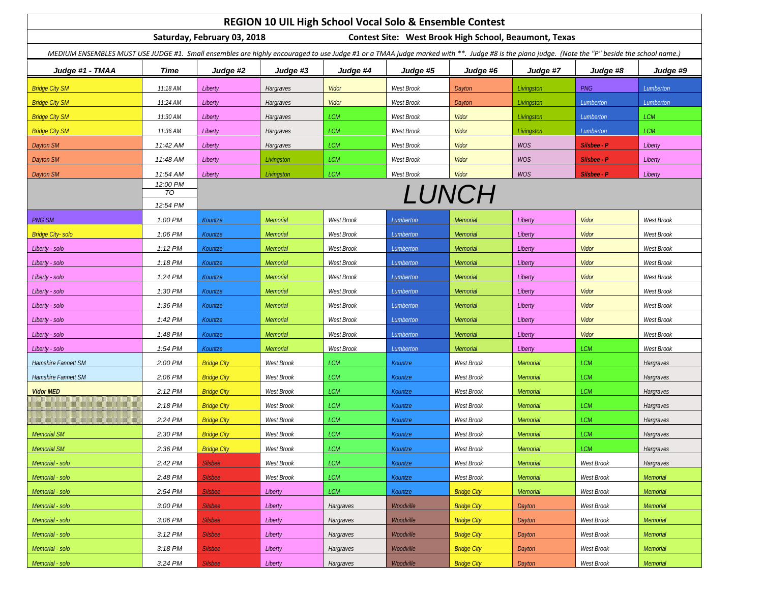# REGION 10 UIL High School Vocal Solo & Ensemble Contest

**Saturday, February 03, 2018** — **Contest Site: West Brook High School, Beaumont, Texas**

*MEDIUM ENSEMBLES MUST USE JUDGE #1. Small ensembles are highly encouraged to use Judge #1 or a TMAA judge marked with \*\*. Judge #8 is the piano judge. (Note the "P" beside the school name.)*

| Judge #1 - TMAA | Time | Judge #2 | Judge #3 | Judge #4 | Judge #5 | Judge #6 | Judge #7 | Judge #8 | Judge #9 |
|---|---|---|---|---|---|---|---|---|---|
| Bridge City SM | 11:18 AM | Liberty | Hargraves | Vidor | West Brook | Dayton | Livingston | PNG | Lumberton |
| Bridge City SM | 11:24 AM | Liberty | Hargraves | Vidor | West Brook | Dayton | Livingston | Lumberton | Lumberton |
| Bridge City SM | 11:30 AM | Liberty | Hargraves | LCM | West Brook | Vidor | Livingston | Lumberton | LCM |
| Bridge City SM | 11:36 AM | Liberty | Hargraves | LCM | West Brook | Vidor | Livingston | Lumberton | LCM |
| Dayton SM | 11:42 AM | Liberty | Hargraves | LCM | West Brook | Vidor | WOS | Silsbee - P | Liberty |
| Dayton SM | 11:48 AM | Liberty | Livingston | LCM | West Brook | Vidor | WOS | Silsbee - P | Liberty |
| Dayton SM | 11:54 AM | Liberty | Livingston | LCM | West Brook | Vidor | WOS | Silsbee - P | Liberty |
| | 12:00 PM TO 12:54 PM | LUNCH | | | | | | | |
| PNG SM | 1:00 PM | Kountze | Memorial | West Brook | Lumberton | Memorial | Liberty | Vidor | West Brook |
| Bridge City- solo | 1:06 PM | Kountze | Memorial | West Brook | Lumberton | Memorial | Liberty | Vidor | West Brook |
| Liberty - solo | 1:12 PM | Kountze | Memorial | West Brook | Lumberton | Memorial | Liberty | Vidor | West Brook |
| Liberty - solo | 1:18 PM | Kountze | Memorial | West Brook | Lumberton | Memorial | Liberty | Vidor | West Brook |
| Liberty - solo | 1:24 PM | Kountze | Memorial | West Brook | Lumberton | Memorial | Liberty | Vidor | West Brook |
| Liberty - solo | 1:30 PM | Kountze | Memorial | West Brook | Lumberton | Memorial | Liberty | Vidor | West Brook |
| Liberty - solo | 1:36 PM | Kountze | Memorial | West Brook | Lumberton | Memorial | Liberty | Vidor | West Brook |
| Liberty - solo | 1:42 PM | Kountze | Memorial | West Brook | Lumberton | Memorial | Liberty | Vidor | West Brook |
| Liberty - solo | 1:48 PM | Kountze | Memorial | West Brook | Lumberton | Memorial | Liberty | Vidor | West Brook |
| Liberty - solo | 1:54 PM | Kountze | Memorial | West Brook | Lumberton | Memorial | Liberty | LCM | West Brook |
| Hamshire Fannett SM | 2:00 PM | Bridge City | West Brook | LCM | Kountze | West Brook | Memorial | LCM | Hargraves |
| Hamshire Fannett SM | 2:06 PM | Bridge City | West Brook | LCM | Kountze | West Brook | Memorial | LCM | Hargraves |
| **Vidor MED** | 2:12 PM | Bridge City | West Brook | LCM | Kountze | West Brook | Memorial | LCM | Hargraves |
| | 2:18 PM | Bridge City | West Brook | LCM | Kountze | West Brook | Memorial | LCM | Hargraves |
| | 2:24 PM | Bridge City | West Brook | LCM | Kountze | West Brook | Memorial | LCM | Hargraves |
| Memorial SM | 2:30 PM | Bridge City | West Brook | LCM | Kountze | West Brook | Memorial | LCM | Hargraves |
| Memorial SM | 2:36 PM | Bridge City | West Brook | LCM | Kountze | West Brook | Memorial | LCM | Hargraves |
| Memorial - solo | 2:42 PM | Silsbee | West Brook | LCM | Kountze | West Brook | Memorial | West Brook | Hargraves |
| Memorial - solo | 2:48 PM | Silsbee | West Brook | LCM | Kountze | West Brook | Memorial | West Brook | Memorial |
| Memorial - solo | 2:54 PM | Silsbee | Liberty | LCM | Kountze | Bridge City | Memorial | West Brook | Memorial |
| Memorial - solo | 3:00 PM | Silsbee | Liberty | Hargraves | Woodville | Bridge City | Dayton | West Brook | Memorial |
| Memorial - solo | 3:06 PM | Silsbee | Liberty | Hargraves | Woodville | Bridge City | Dayton | West Brook | Memorial |
| Memorial - solo | 3:12 PM | Silsbee | Liberty | Hargraves | Woodville | Bridge City | Dayton | West Brook | Memorial |
| Memorial - solo | 3:18 PM | Silsbee | Liberty | Hargraves | Woodville | Bridge City | Dayton | West Brook | Memorial |
| Memorial - solo | 3:24 PM | Silsbee | Liberty | Hargraves | Woodville | Bridge City | Dayton | West Brook | Memorial |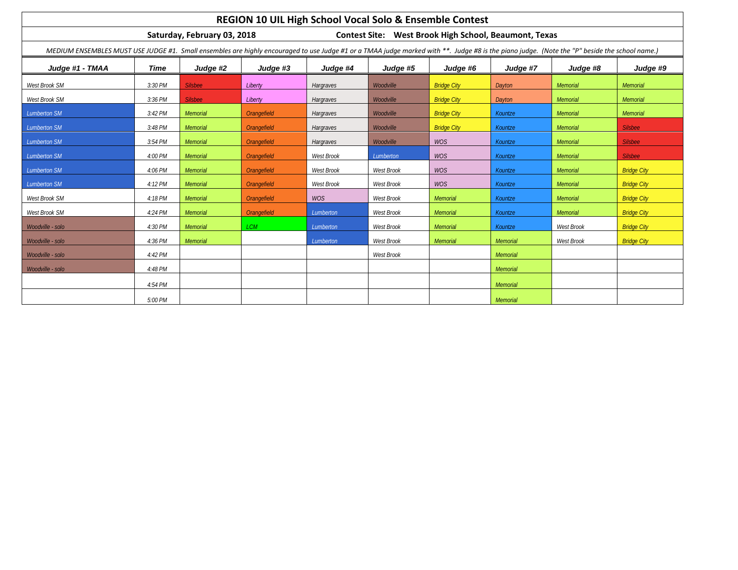# REGION 10 UIL High School Vocal Solo & Ensemble Contest

**Saturday, February 03, 2018** **Contest Site: West Brook High School, Beaumont, Texas**

*MEDIUM ENSEMBLES MUST USE JUDGE #1. Small ensembles are highly encouraged to use Judge #1 or a TMAA judge marked with **. Judge #8 is the piano judge. (Note the "P" beside the school name.)*

| Judge #1 - TMAA | Time | Judge #2 | Judge #3 | Judge #4 | Judge #5 | Judge #6 | Judge #7 | Judge #8 | Judge #9 |
|---|---|---|---|---|---|---|---|---|---|
| West Brook SM | 3:30 PM | Silsbee | Liberty | Hargraves | Woodville | Bridge City | Dayton | Memorial | Memorial |
| West Brook SM | 3:36 PM | Silsbee | Liberty | Hargraves | Woodville | Bridge City | Dayton | Memorial | Memorial |
| Lumberton SM | 3:42 PM | Memorial | Orangefield | Hargraves | Woodville | Bridge City | Kountze | Memorial | Memorial |
| Lumberton SM | 3:48 PM | Memorial | Orangefield | Hargraves | Woodville | Bridge City | Kountze | Memorial | Silsbee |
| Lumberton SM | 3:54 PM | Memorial | Orangefield | Hargraves | Woodville | WOS | Kountze | Memorial | Silsbee |
| Lumberton SM | 4:00 PM | Memorial | Orangefield | West Brook | Lumberton | WOS | Kountze | Memorial | Silsbee |
| Lumberton SM | 4:06 PM | Memorial | Orangefield | West Brook | West Brook | WOS | Kountze | Memorial | Bridge City |
| Lumberton SM | 4:12 PM | Memorial | Orangefield | West Brook | West Brook | WOS | Kountze | Memorial | Bridge City |
| West Brook SM | 4:18 PM | Memorial | Orangefield | WOS | West Brook | Memorial | Kountze | Memorial | Bridge City |
| West Brook SM | 4:24 PM | Memorial | Orangefield | Lumberton | West Brook | Memorial | Kountze | Memorial | Bridge City |
| Woodville - solo | 4:30 PM | Memorial | LCM | Lumberton | West Brook | Memorial | Kountze | West Brook | Bridge City |
| Woodville - solo | 4:36 PM | Memorial | | Lumberton | West Brook | Memorial | Memorial | West Brook | Bridge City |
| Woodville - solo | 4:42 PM | | | | West Brook | | Memorial | | |
| Woodville - solo | 4:48 PM | | | | | | Memorial | | |
| | 4:54 PM | | | | | | Memorial | | |
| | 5:00 PM | | | | | | Memorial | | |